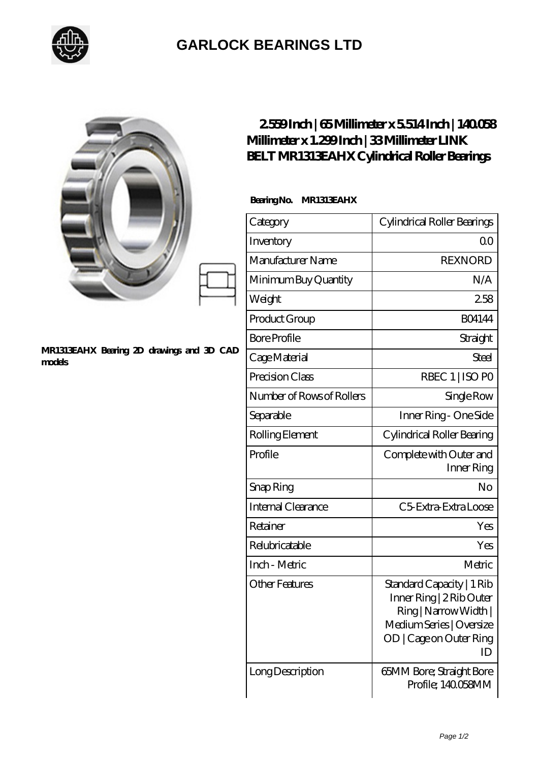# GARLOCK BEARINGS LTD

MR1313EAHX Bearing 2D drawings and 3D CAD models

## 2.559 Inch | 65 Millimeter x 5.514 Inch | 140.058 Millimeter x 1.299 Inch | 33 Millimeter LINK BELT MR1313EAHX Cylindrical Roller Bearings

**Bearing No. MR1313EAHX**

| | |
|---|---|
| Category | Cylindrical Roller Bearings |
| Inventory | 0.0 |
| Manufacturer Name | REXNORD |
| Minimum Buy Quantity | N/A |
| Weight | 2.58 |
| Product Group | B04144 |
| Bore Profile | Straight |
| Cage Material | Steel |
| Precision Class | RBEC 1 \| ISO P0 |
| Number of Rows of Rollers | Single Row |
| Separable | Inner Ring - One Side |
| Rolling Element | Cylindrical Roller Bearing |
| Profile | Complete with Outer and Inner Ring |
| Snap Ring | No |
| Internal Clearance | C5-Extra-Extra Loose |
| Retainer | Yes |
| Relubricatable | Yes |
| Inch - Metric | Metric |
| Other Features | Standard Capacity \| 1 Rib Inner Ring \| 2 Rib Outer Ring \| Narrow Width \| Medium Series \| Oversize OD \| Cage on Outer Ring ID |
| Long Description | 65MM Bore; Straight Bore Profile; 140.058MM |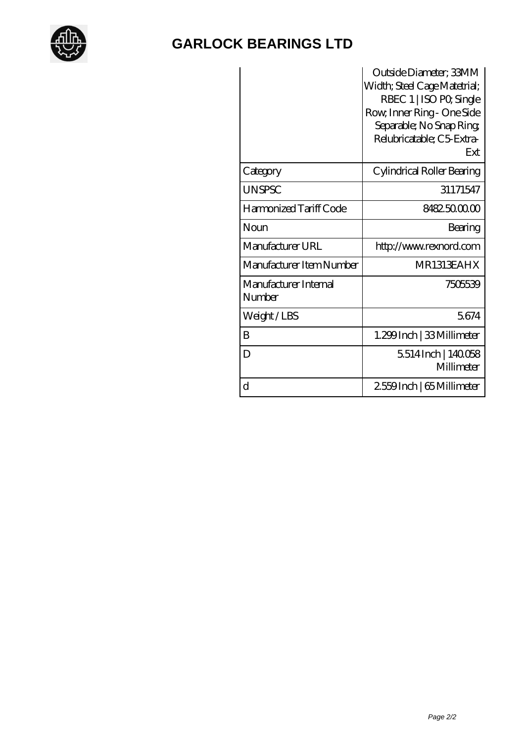# GARLOCK BEARINGS LTD

| | |
|---|---|
| | Outside Diameter; 33MM Width; Steel Cage Matetrial; RBEC 1 \| ISO P0; Single Row; Inner Ring - One Side Separable; No Snap Ring; Relubricatable; C5-Extra-Ext |
| Category | Cylindrical Roller Bearing |
| UNSPSC | 31171547 |
| Harmonized Tariff Code | 8482.50.00.00 |
| Noun | Bearing |
| Manufacturer URL | http://www.rexnord.com |
| Manufacturer Item Number | MR1313EAHX |
| Manufacturer Internal Number | 7505539 |
| Weight / LBS | 5.674 |
| B | 1.299 Inch \| 33 Millimeter |
| D | 5.514 Inch \| 140.058 Millimeter |
| d | 2.559 Inch \| 65 Millimeter |